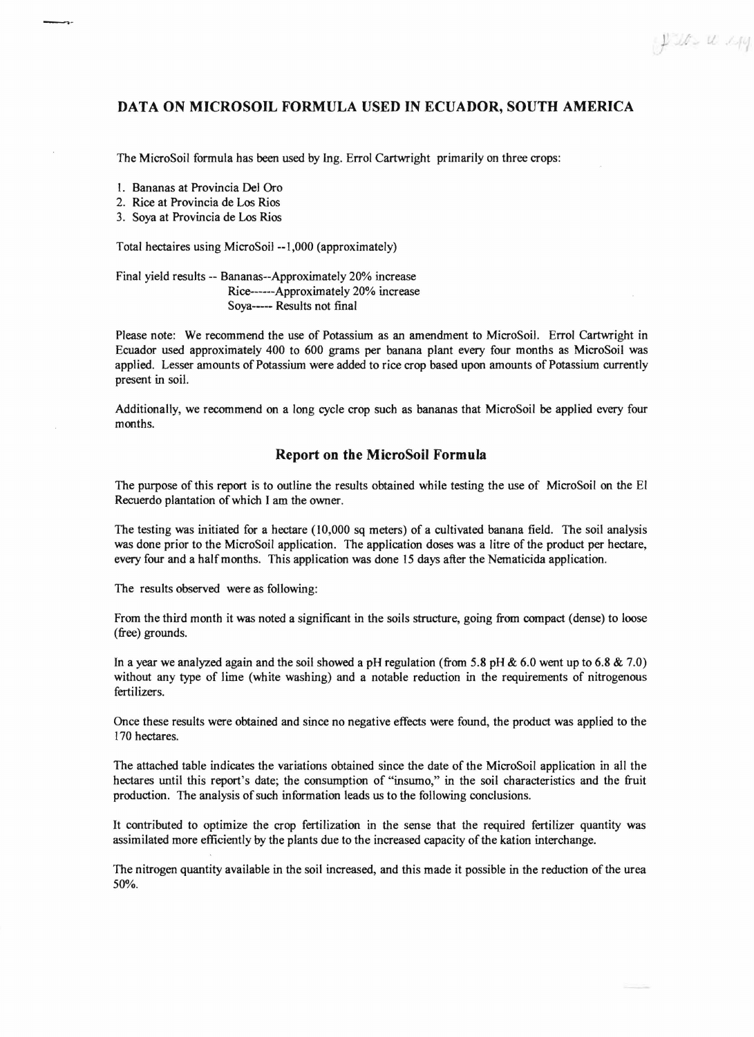## DATA ON MICROSOIL FORMULA USED IN ECUADOR, SOUTH AMERICA

The MicroSoil formula has been used by Ing. Errol Cartwright primarily on three crops:

1. Bananas at Provincia Del Oro
2. Rice at Provincia de Los Rios
3. Soya at Provincia de Los Rios

Total hectaires using MicroSoil --1,000 (approximately)

Final yield results -- Bananas--Approximately 20% increase
Rice------Approximately 20% increase
Soya----- Results not final

Please note: We recommend the use of Potassium as an amendment to MicroSoil. Errol Cartwright in Ecuador used approximately 400 to 600 grams per banana plant every four months as MicroSoil was applied. Lesser amounts of Potassium were added to rice crop based upon amounts of Potassium currently present in soil.

Additionally, we recommend on a long cycle crop such as bananas that MicroSoil be applied every four months.

### Report on the MicroSoil Formula

The purpose of this report is to outline the results obtained while testing the use of MicroSoil on the El Recuerdo plantation of which I am the owner.

The testing was initiated for a hectare (10,000 sq meters) of a cultivated banana field. The soil analysis was done prior to the MicroSoil application. The application doses was a litre of the product per hectare, every four and a half months. This application was done 15 days after the Nematicida application.

The results observed were as following:

From the third month it was noted a significant in the soils structure, going from compact (dense) to loose (free) grounds.

In a year we analyzed again and the soil showed a pH regulation (from 5.8 pH & 6.0 went up to 6.8 & 7.0) without any type of lime (white washing) and a notable reduction in the requirements of nitrogenous fertilizers.

Once these results were obtained and since no negative effects were found, the product was applied to the 170 hectares.

The attached table indicates the variations obtained since the date of the MicroSoil application in all the hectares until this report's date; the consumption of "insumo," in the soil characteristics and the fruit production. The analysis of such information leads us to the following conclusions.

It contributed to optimize the crop fertilization in the sense that the required fertilizer quantity was assimilated more efficiently by the plants due to the increased capacity of the kation interchange.

The nitrogen quantity available in the soil increased, and this made it possible in the reduction of the urea 50%.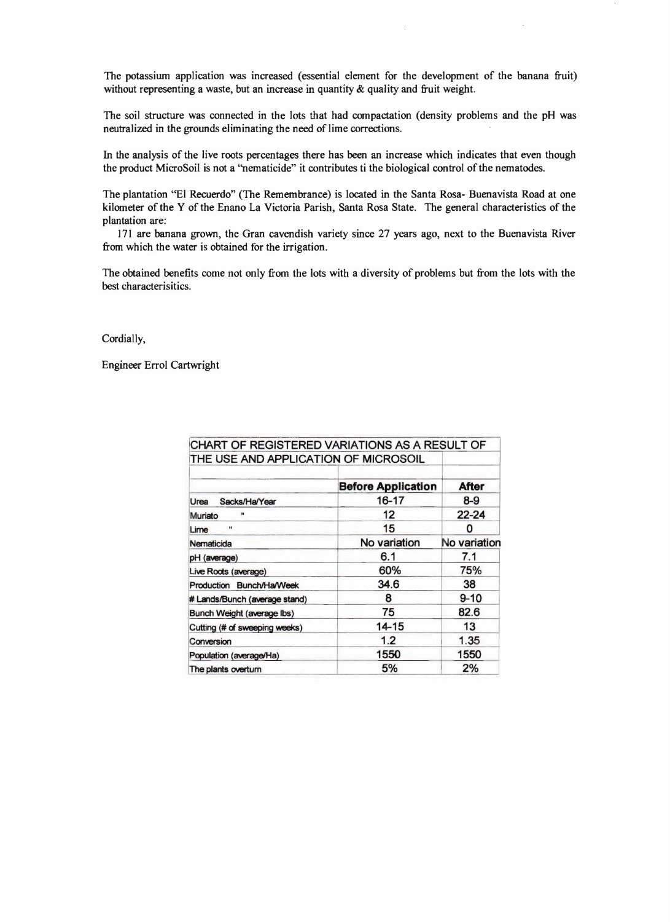The potassium application was increased (essential element for the development of the banana fruit) without representing a waste, but an increase in quantity & quality and fruit weight.

The soil structure was connected in the lots that had compactation (density problems and the pH was neutralized in the grounds eliminating the need of lime corrections.

In the analysis of the live roots percentages there has been an increase which indicates that even though the product MicroSoil is not a "nematicide" it contributes ti the biological control of the nematodes.

The plantation "El Recuerdo" (The Remembrance) is located in the Santa Rosa- Buenavista Road at one kilometer of the Y of the Enano La Victoria Parish, Santa Rosa State. The general characteristics of the plantation are:

171 are banana grown, the Gran cavendish variety since 27 years ago, next to the Buenavista River from which the water is obtained for the irrigation.

The obtained benefits come not only from the lots with a diversity of problems but from the lots with the best characterisitics.

Cordially,

Engineer Errol Cartwright

| CHART OF REGISTERED VARIATIONS AS A RESULT OF THE USE AND APPLICATION OF MICROSOIL | | |
|---|---|---|
| | **Before Application** | **After** |
| Urea Sacks/Ha/Year | 16-17 | 8-9 |
| Muriato " | 12 | 22-24 |
| Lime " | 15 | 0 |
| Nematicida | No variation | No variation |
| pH (average) | 6.1 | 7.1 |
| Live Roots (average) | 60% | 75% |
| Production Bunch/Ha/Week | 34.6 | 38 |
| # Lands/Bunch (average stand) | 8 | 9-10 |
| Bunch Weight (average lbs) | 75 | 82.6 |
| Cutting (# of sweeping weeks) | 14-15 | 13 |
| Conversion | 1.2 | 1.35 |
| Population (average/Ha) | 1550 | 1550 |
| The plants overturn | 5% | 2% |